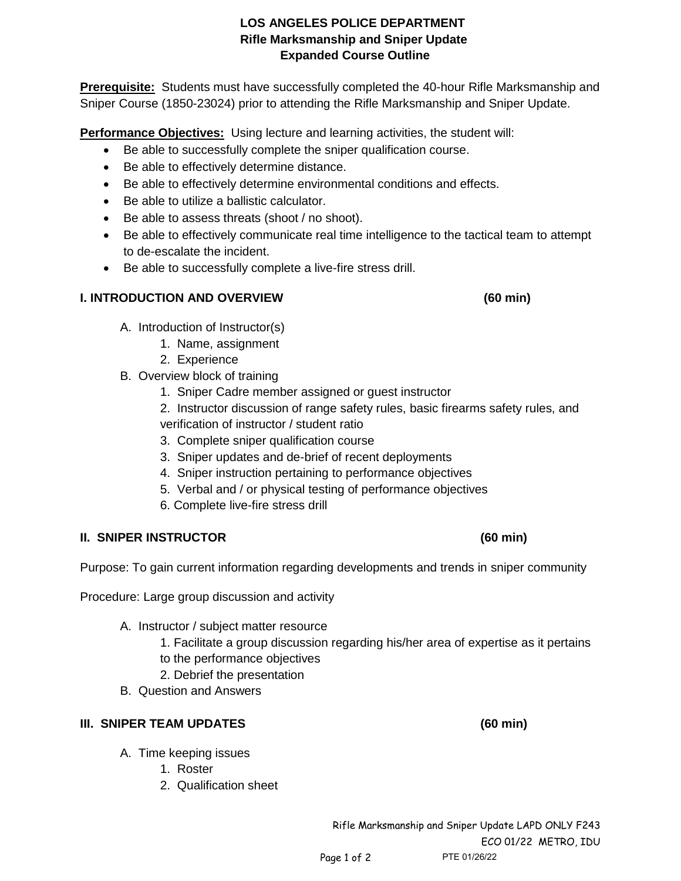# LOS ANGELES POLICE DEPARTMENT
## Rifle Marksmanship and Sniper Update
## Expanded Course Outline

**Prerequisite:** Students must have successfully completed the 40-hour Rifle Marksmanship and Sniper Course (1850-23024) prior to attending the Rifle Marksmanship and Sniper Update.

**Performance Objectives:** Using lecture and learning activities, the student will:

- Be able to successfully complete the sniper qualification course.
- Be able to effectively determine distance.
- Be able to effectively determine environmental conditions and effects.
- Be able to utilize a ballistic calculator.
- Be able to assess threats (shoot / no shoot).
- Be able to effectively communicate real time intelligence to the tactical team to attempt to de-escalate the incident.
- Be able to successfully complete a live-fire stress drill.

### I. INTRODUCTION AND OVERVIEW (60 min)

A. Introduction of Instructor(s)
   1. Name, assignment
   2. Experience

B. Overview block of training
   1. Sniper Cadre member assigned or guest instructor
   2. Instructor discussion of range safety rules, basic firearms safety rules, and verification of instructor / student ratio
   3. Complete sniper qualification course
   3. Sniper updates and de-brief of recent deployments
   4. Sniper instruction pertaining to performance objectives
   5. Verbal and / or physical testing of performance objectives
   6. Complete live-fire stress drill

### II. SNIPER INSTRUCTOR (60 min)

Purpose: To gain current information regarding developments and trends in sniper community

Procedure: Large group discussion and activity

A. Instructor / subject matter resource
   1. Facilitate a group discussion regarding his/her area of expertise as it pertains to the performance objectives
   2. Debrief the presentation

B. Question and Answers

### III. SNIPER TEAM UPDATES (60 min)

A. Time keeping issues
   1. Roster
   2. Qualification sheet

Rifle Marksmanship and Sniper Update LAPD ONLY F243
ECO 01/22 METRO, IDU
PTE 01/26/22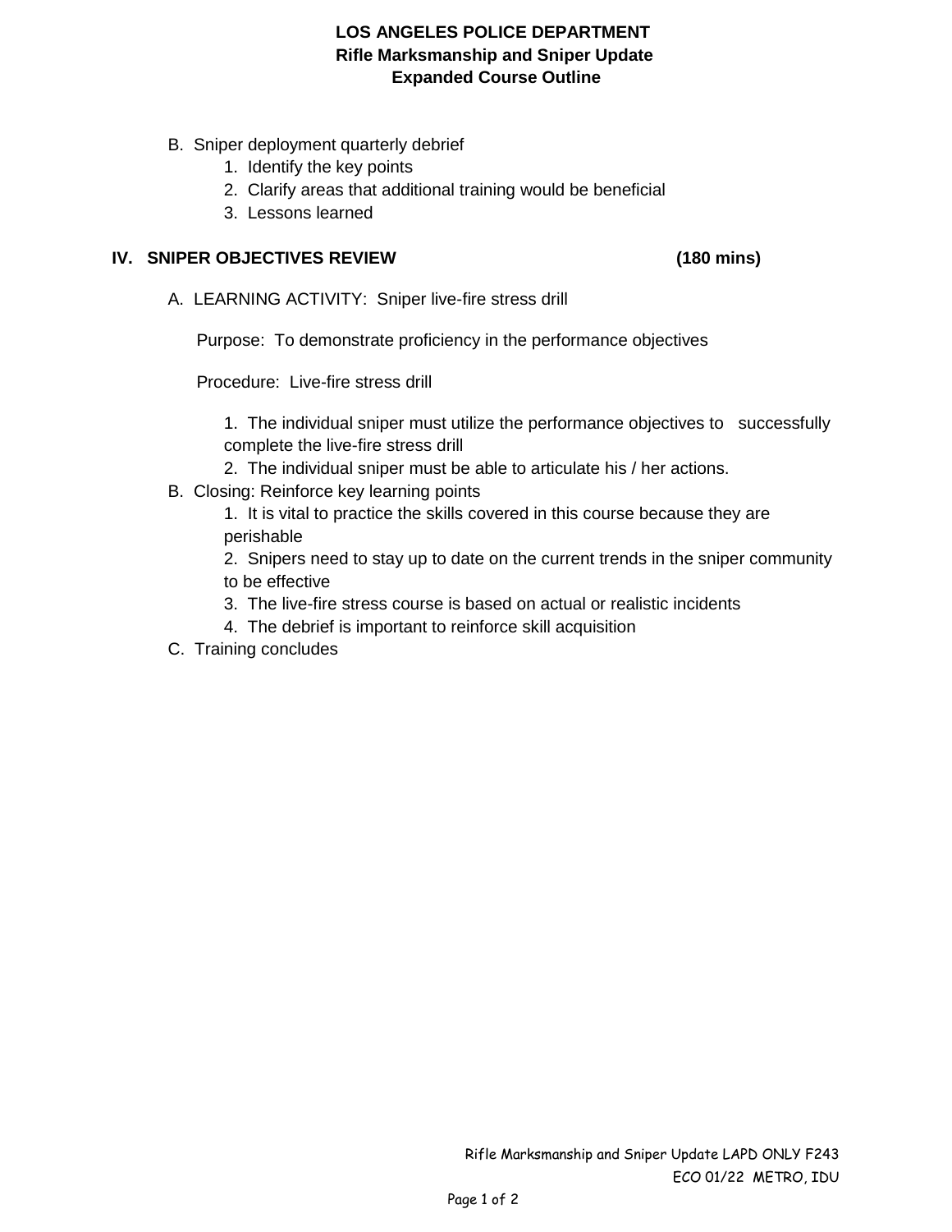B. Sniper deployment quarterly debrief
   1. Identify the key points
   2. Clarify areas that additional training would be beneficial
   3. Lessons learned

## IV. SNIPER OBJECTIVES REVIEW (180 mins)

A. LEARNING ACTIVITY: Sniper live-fire stress drill

   Purpose: To demonstrate proficiency in the performance objectives

   Procedure: Live-fire stress drill

   1. The individual sniper must utilize the performance objectives to successfully complete the live-fire stress drill
   2. The individual sniper must be able to articulate his / her actions.

B. Closing: Reinforce key learning points
   1. It is vital to practice the skills covered in this course because they are perishable
   2. Snipers need to stay up to date on the current trends in the sniper community to be effective
   3. The live-fire stress course is based on actual or realistic incidents
   4. The debrief is important to reinforce skill acquisition

C. Training concludes